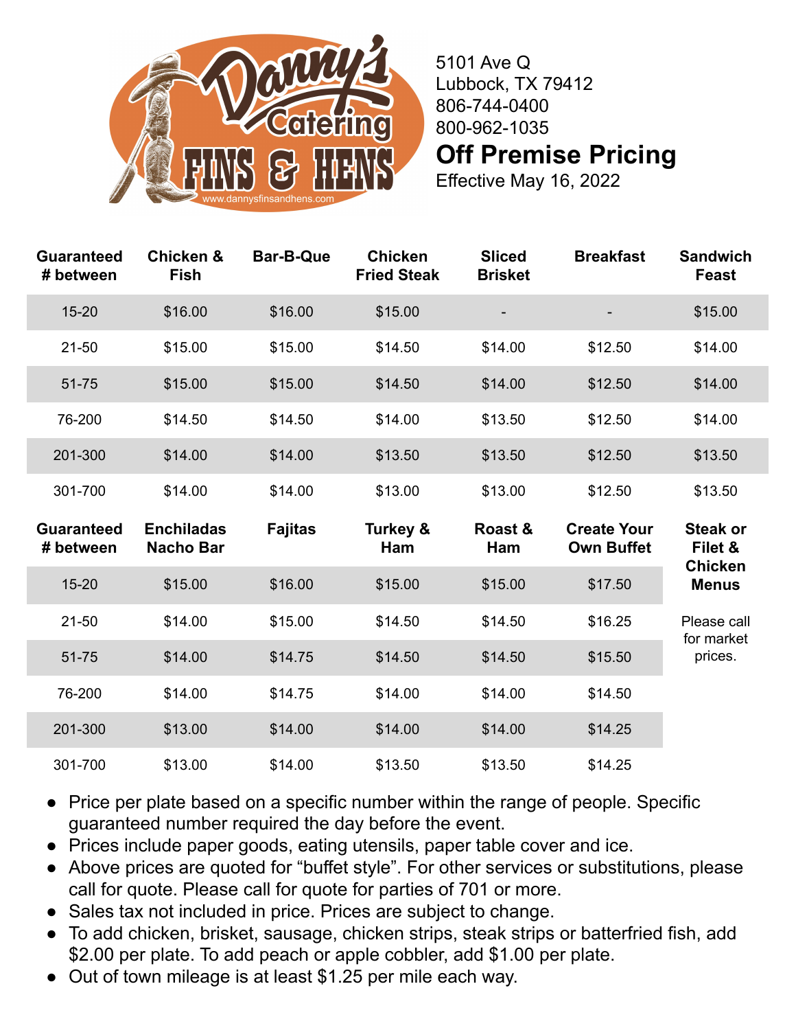Danny's Catering FINS & HENS

www.dannysfinsandhens.com

5101 Ave Q
Lubbock, TX 79412
806-744-0400
800-962-1035

# Off Premise Pricing

Effective May 16, 2022

| Guaranteed # between | Chicken & Fish | Bar-B-Que | Chicken Fried Steak | Sliced Brisket | Breakfast | Sandwich Feast |
|---|---|---|---|---|---|---|
| 15-20 | $16.00 | $16.00 | $15.00 | - | - | $15.00 |
| 21-50 | $15.00 | $15.00 | $14.50 | $14.00 | $12.50 | $14.00 |
| 51-75 | $15.00 | $15.00 | $14.50 | $14.00 | $12.50 | $14.00 |
| 76-200 | $14.50 | $14.50 | $14.00 | $13.50 | $12.50 | $14.00 |
| 201-300 | $14.00 | $14.00 | $13.50 | $13.50 | $12.50 | $13.50 |
| 301-700 | $14.00 | $14.00 | $13.00 | $13.00 | $12.50 | $13.50 |

| Guaranteed # between | Enchiladas Nacho Bar | Fajitas | Turkey & Ham | Roast & Ham | Create Your Own Buffet | Steak or Filet & Chicken Menus |
|---|---|---|---|---|---|---|
| 15-20 | $15.00 | $16.00 | $15.00 | $15.00 | $17.50 | Please call for market prices. |
| 21-50 | $14.00 | $15.00 | $14.50 | $14.50 | $16.25 | |
| 51-75 | $14.00 | $14.75 | $14.50 | $14.50 | $15.50 | |
| 76-200 | $14.00 | $14.75 | $14.00 | $14.00 | $14.50 | |
| 201-300 | $13.00 | $14.00 | $14.00 | $14.00 | $14.25 | |
| 301-700 | $13.00 | $14.00 | $13.50 | $13.50 | $14.25 | |

- Price per plate based on a specific number within the range of people. Specific guaranteed number required the day before the event.
- Prices include paper goods, eating utensils, paper table cover and ice.
- Above prices are quoted for "buffet style". For other services or substitutions, please call for quote. Please call for quote for parties of 701 or more.
- Sales tax not included in price. Prices are subject to change.
- To add chicken, brisket, sausage, chicken strips, steak strips or batterfried fish, add $2.00 per plate. To add peach or apple cobbler, add $1.00 per plate.
- Out of town mileage is at least $1.25 per mile each way.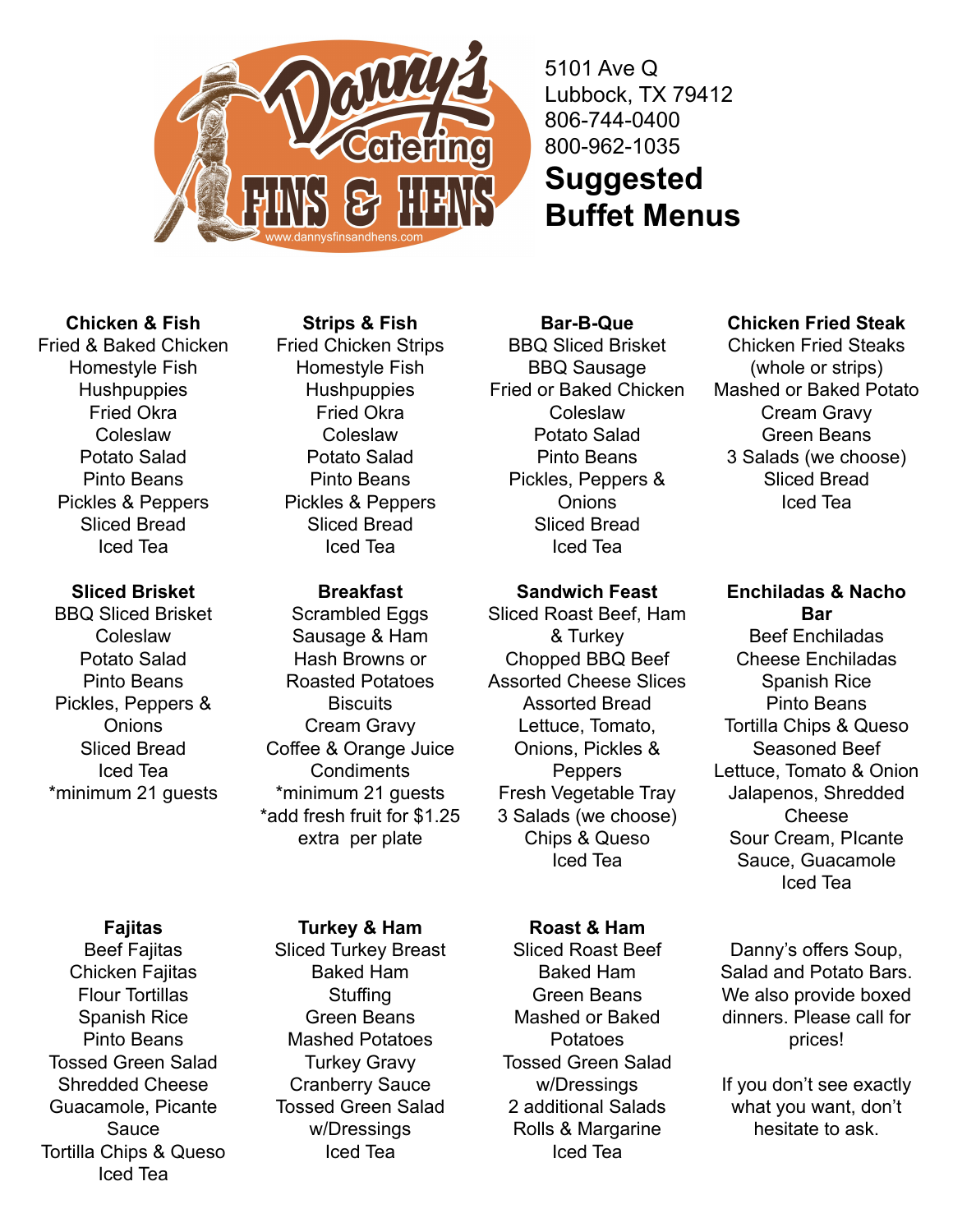Danny's Catering FINS & HENS

www.dannysfinsandhens.com

5101 Ave Q
Lubbock, TX 79412
806-744-0400
800-962-1035

# Suggested Buffet Menus

### Chicken & Fish
Fried & Baked Chicken
Homestyle Fish
Hushpuppies
Fried Okra
Coleslaw
Potato Salad
Pinto Beans
Pickles & Peppers
Sliced Bread
Iced Tea

### Strips & Fish
Fried Chicken Strips
Homestyle Fish
Hushpuppies
Fried Okra
Coleslaw
Potato Salad
Pinto Beans
Pickles & Peppers
Sliced Bread
Iced Tea

### Bar-B-Que
BBQ Sliced Brisket
BBQ Sausage
Fried or Baked Chicken
Coleslaw
Potato Salad
Pinto Beans
Pickles, Peppers & Onions
Sliced Bread
Iced Tea

### Chicken Fried Steak
Chicken Fried Steaks (whole or strips)
Mashed or Baked Potato
Cream Gravy
Green Beans
3 Salads (we choose)
Sliced Bread
Iced Tea

### Sliced Brisket
BBQ Sliced Brisket
Coleslaw
Potato Salad
Pinto Beans
Pickles, Peppers & Onions
Sliced Bread
Iced Tea
*minimum 21 guests

### Breakfast
Scrambled Eggs
Sausage & Ham
Hash Browns or Roasted Potatoes
Biscuits
Cream Gravy
Coffee & Orange Juice
Condiments
*minimum 21 guests
*add fresh fruit for $1.25 extra per plate

### Sandwich Feast
Sliced Roast Beef, Ham & Turkey
Chopped BBQ Beef
Assorted Cheese Slices
Assorted Bread
Lettuce, Tomato, Onions, Pickles & Peppers
Fresh Vegetable Tray
3 Salads (we choose)
Chips & Queso
Iced Tea

### Enchiladas & Nacho Bar
Beef Enchiladas
Cheese Enchiladas
Spanish Rice
Pinto Beans
Tortilla Chips & Queso
Seasoned Beef
Lettuce, Tomato & Onion
Jalapenos, Shredded Cheese
Sour Cream, PIcante Sauce, Guacamole
Iced Tea

### Fajitas
Beef Fajitas
Chicken Fajitas
Flour Tortillas
Spanish Rice
Pinto Beans
Tossed Green Salad
Shredded Cheese
Guacamole, Picante Sauce
Tortilla Chips & Queso
Iced Tea

### Turkey & Ham
Sliced Turkey Breast
Baked Ham
Stuffing
Green Beans
Mashed Potatoes
Turkey Gravy
Cranberry Sauce
Tossed Green Salad w/Dressings
Iced Tea

### Roast & Ham
Sliced Roast Beef
Baked Ham
Green Beans
Mashed or Baked Potatoes
Tossed Green Salad w/Dressings
2 additional Salads
Rolls & Margarine
Iced Tea

Danny's offers Soup, Salad and Potato Bars. We also provide boxed dinners. Please call for prices!

If you don't see exactly what you want, don't hesitate to ask.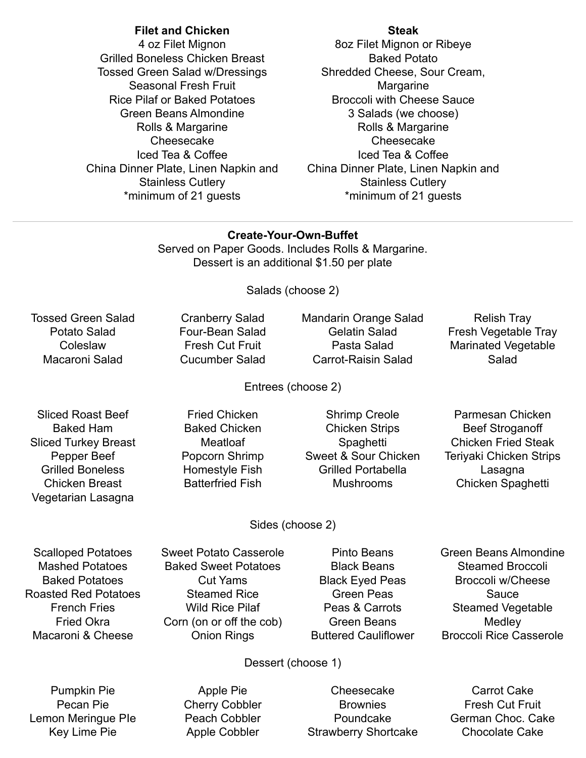**Filet and Chicken**

4 oz Filet Mignon
Grilled Boneless Chicken Breast
Tossed Green Salad w/Dressings
Seasonal Fresh Fruit
Rice Pilaf or Baked Potatoes
Green Beans Almondine
Rolls & Margarine
Cheesecake
Iced Tea & Coffee
China Dinner Plate, Linen Napkin and Stainless Cutlery
*minimum of 21 guests

**Steak**

8oz Filet Mignon or Ribeye
Baked Potato
Shredded Cheese, Sour Cream, Margarine
Broccoli with Cheese Sauce
3 Salads (we choose)
Rolls & Margarine
Cheesecake
Iced Tea & Coffee
China Dinner Plate, Linen Napkin and Stainless Cutlery
*minimum of 21 guests

---

**Create-Your-Own-Buffet**

Served on Paper Goods. Includes Rolls & Margarine.
Dessert is an additional $1.50 per plate

Salads (choose 2)

| | | | |
|---|---|---|---|
| Tossed Green Salad | Cranberry Salad | Mandarin Orange Salad | Relish Tray |
| Potato Salad | Four-Bean Salad | Gelatin Salad | Fresh Vegetable Tray |
| Coleslaw | Fresh Cut Fruit | Pasta Salad | Marinated Vegetable Salad |
| Macaroni Salad | Cucumber Salad | Carrot-Raisin Salad | |

Entrees (choose 2)

| | | | |
|---|---|---|---|
| Sliced Roast Beef | Fried Chicken | Shrimp Creole | Parmesan Chicken |
| Baked Ham | Baked Chicken | Chicken Strips | Beef Stroganoff |
| Sliced Turkey Breast | Meatloaf | Spaghetti | Chicken Fried Steak |
| Pepper Beef | Popcorn Shrimp | Sweet & Sour Chicken | Teriyaki Chicken Strips |
| Grilled Boneless Chicken Breast | Homestyle Fish | Grilled Portabella Mushrooms | Lasagna |
| Vegetarian Lasagna | Batterfried Fish | | Chicken Spaghetti |

Sides (choose 2)

| | | | |
|---|---|---|---|
| Scalloped Potatoes | Sweet Potato Casserole | Pinto Beans | Green Beans Almondine |
| Mashed Potatoes | Baked Sweet Potatoes | Black Beans | Steamed Broccoli |
| Baked Potatoes | Cut Yams | Black Eyed Peas | Broccoli w/Cheese Sauce |
| Roasted Red Potatoes | Steamed Rice | Green Peas | Steamed Vegetable Medley |
| French Fries | Wild Rice Pilaf | Peas & Carrots | Broccoli Rice Casserole |
| Fried Okra | Corn (on or off the cob) | Green Beans | |
| Macaroni & Cheese | Onion Rings | Buttered Cauliflower | |

Dessert (choose 1)

| | | | |
|---|---|---|---|
| Pumpkin Pie | Apple Pie | Cheesecake | Carrot Cake |
| Pecan Pie | Cherry Cobbler | Brownies | Fresh Cut Fruit |
| Lemon Meringue PIe | Peach Cobbler | Poundcake | German Choc. Cake |
| Key Lime Pie | Apple Cobbler | Strawberry Shortcake | Chocolate Cake |